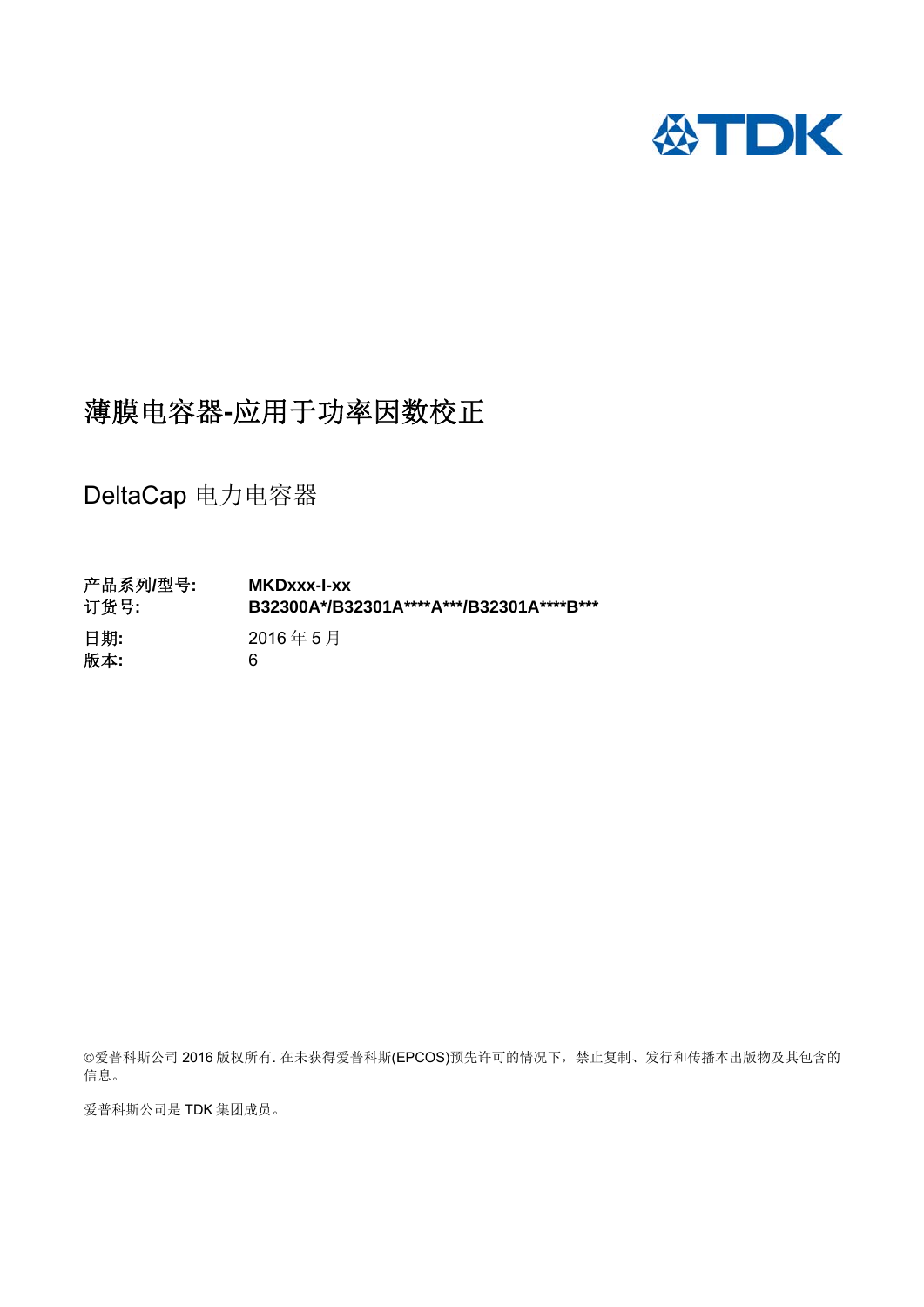TDK

# 薄膜电容器-应用于功率因数校正

## DeltaCap 电力电容器

**产品系列/型号:** **MKDxxx-I-xx**
**订货号:** **B32300A*/B32301A****A***/B32301A****B***

**日期:** 2016 年 5 月
**版本:** 6

©爱普科斯公司 2016 版权所有. 在未获得爱普科斯(EPCOS)预先许可的情况下，禁止复制、发行和传播本出版物及其包含的信息。

爱普科斯公司是 TDK 集团成员。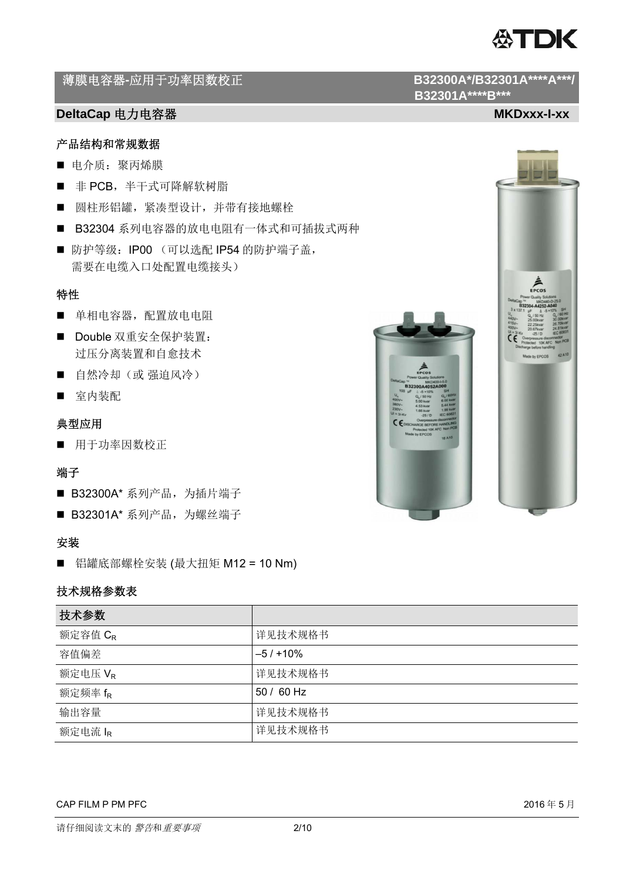# 薄膜电容器-应用于功率因数校正

**B32300A*/B32301A****A***/ B32301A****B*****

## DeltaCap 电力电容器 MKDxxx-I-xx

### 产品结构和常规数据

- 电介质：聚丙烯膜
- 非 PCB，半干式可降解软树脂
- 圆柱形铝罐，紧凑型设计，并带有接地螺栓
- B32304 系列电容器的放电电阻有一体式和可插拔式两种
- 防护等级：IP00 （可以选配 IP54 的防护端子盖，需要在电缆入口处配置电缆接头）

### 特性

- 单相电容器，配置放电电阻
- Double 双重安全保护装置：过压分离装置和自愈技术
- 自然冷却（或 强迫风冷）
- 室内装配

### 典型应用

- 用于功率因数校正

### 端子

- B32300A* 系列产品，为插片端子
- B32301A* 系列产品，为螺丝端子

### 安装

- 铝罐底部螺栓安装 (最大扭矩 M12 = 10 Nm)

### 技术规格参数表

| 技术参数 | |
|---|---|
| 额定容值 $C_R$ | 详见技术规格书 |
| 容值偏差 | –5 / +10% |
| 额定电压 $V_R$ | 详见技术规格书 |
| 额定频率 $f_R$ | 50 / 60 Hz |
| 输出容量 | 详见技术规格书 |
| 额定电流 $I_R$ | 详见技术规格书 |

CAP FILM P PM PFC 2016 年 5 月

请仔细阅读文末的 *警告*和*重要事项*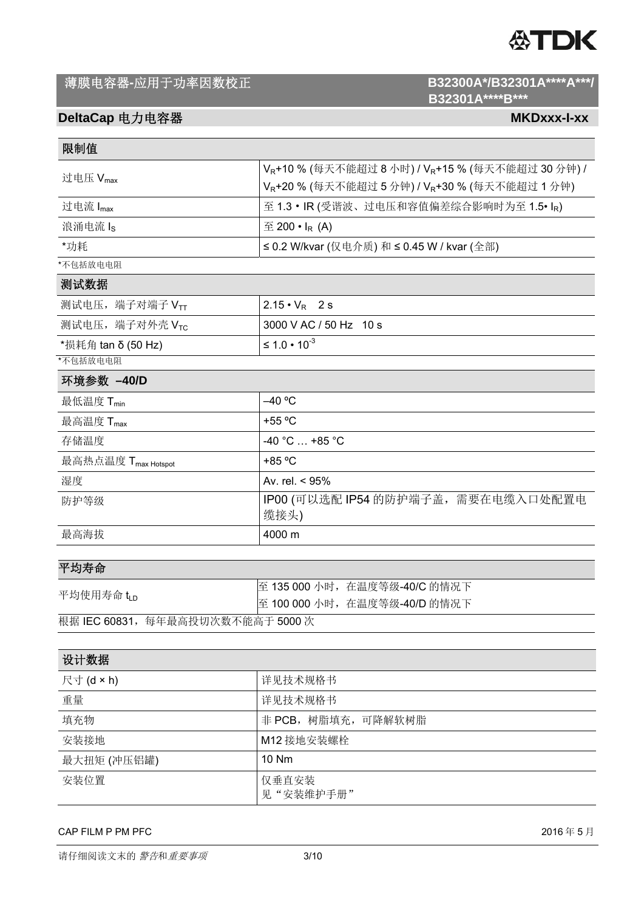## 薄膜电容器-应用于功率因数校正

**B32300A*/B32301A****A***/ B32301A****B*****

### DeltaCap 电力电容器 MKDxxx-I-xx

| 限制值 | |
|---|---|
| 过电压 $V_{max}$ | $V_R$+10 % (每天不能超过 8 小时) / $V_R$+15 % (每天不能超过 30 分钟) / $V_R$+20 % (每天不能超过 5 分钟) / $V_R$+30 % (每天不能超过 1 分钟) |
| 过电流 $I_{max}$ | 至 1.3 • IR (受谐波、过电压和容值偏差综合影响时为至 1.5• $I_R$) |
| 浪涌电流 $I_S$ | 至 200 • $I_R$ (A) |
| *功耗 | ≤ 0.2 W/kvar (仅电介质) 和 ≤ 0.45 W / kvar (全部) |

*不包括放电电阻

| 测试数据 | |
|---|---|
| 测试电压，端子对端子 $V_{TT}$ | 2.15 • $V_R$ 2 s |
| 测试电压，端子对外壳 $V_{TC}$ | 3000 V AC / 50 Hz 10 s |
| *损耗角 tan δ (50 Hz) | ≤ 1.0 • $10^{-3}$ |

*不包括放电电阻

| 环境参数 –40/D | |
|---|---|
| 最低温度 $T_{min}$ | –40 ºC |
| 最高温度 $T_{max}$ | +55 ºC |
| 存储温度 | -40 °C … +85 °C |
| 最高热点温度 $T_{max\ Hotspot}$ | +85 ºC |
| 湿度 | Av. rel. < 95% |
| 防护等级 | IP00 (可以选配 IP54 的防护端子盖，需要在电缆入口处配置电缆接头) |
| 最高海拔 | 4000 m |

| 平均寿命 | |
|---|---|
| 平均使用寿命 $t_{LD}$ | 至 135 000 小时，在温度等级-40/C 的情况下<br>至 100 000 小时，在温度等级-40/D 的情况下 |

根据 IEC 60831，每年最高投切次数不能高于 5000 次

| 设计数据 | |
|---|---|
| 尺寸 (d × h) | 详见技术规格书 |
| 重量 | 详见技术规格书 |
| 填充物 | 非 PCB，树脂填充，可降解软树脂 |
| 安装接地 | M12 接地安装螺栓 |
| 最大扭矩 (冲压铝罐) | 10 Nm |
| 安装位置 | 仅垂直安装<br>见“安装维护手册” |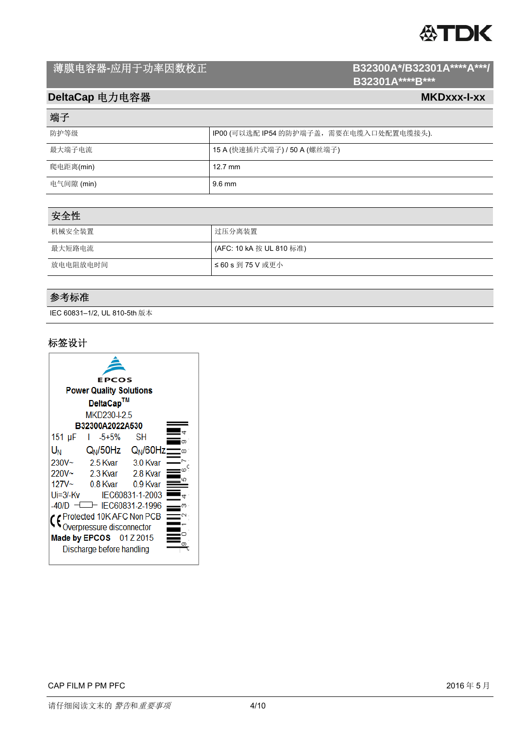# 薄膜电容器-应用于功率因数校正

**B32300A*/B32301A****A***/ B32301A****B*****

## DeltaCap 电力电容器 MKDxxx-I-xx

| 端子 | |
|---|---|
| 防护等级 | IP00 (可以选配 IP54 的防护端子盖，需要在电缆入口处配置电缆接头). |
| 最大端子电流 | 15 A (快速插片式端子) / 50 A (螺丝端子) |
| 爬电距离(min) | 12.7 mm |
| 电气间隙 (min) | 9.6 mm |

| 安全性 | |
|---|---|
| 机械安全装置 | 过压分离装置 |
| 最大短路电流 | (AFC: 10 kA 按 UL 810 标准) |
| 放电电阻放电时间 | ≤ 60 s 到 75 V 或更小 |

### 参考标准

IEC 60831–1/2, UL 810-5th 版本

### 标签设计

EPCOS
Power Quality Solutions
DeltaCap™
MKD230-I-2.5
B32300A2022A530

| 151 µF | I -5+5% | SH |
|---|---|---|
| $U_N$ | $Q_N$/50Hz | $Q_N$/60Hz |
| 230V~ | 2.5 Kvar | 3.0 Kvar |
| 220V~ | 2.3 Kvar | 2.8 Kvar |
| 127V~ | 0.8 Kvar | 0.9 Kvar |

Ui=3/-Kv IEC60831-1-2003
-40/D IEC60831-2-1996
CE Protected 10K AFC Non PCB
Overpressure disconnector
Made by EPCOS 01 Z 2015
Discharge before handling

CAP FILM P PM PFC

2016 年 5 月

请仔细阅读文末的 *警告*和*重要事项*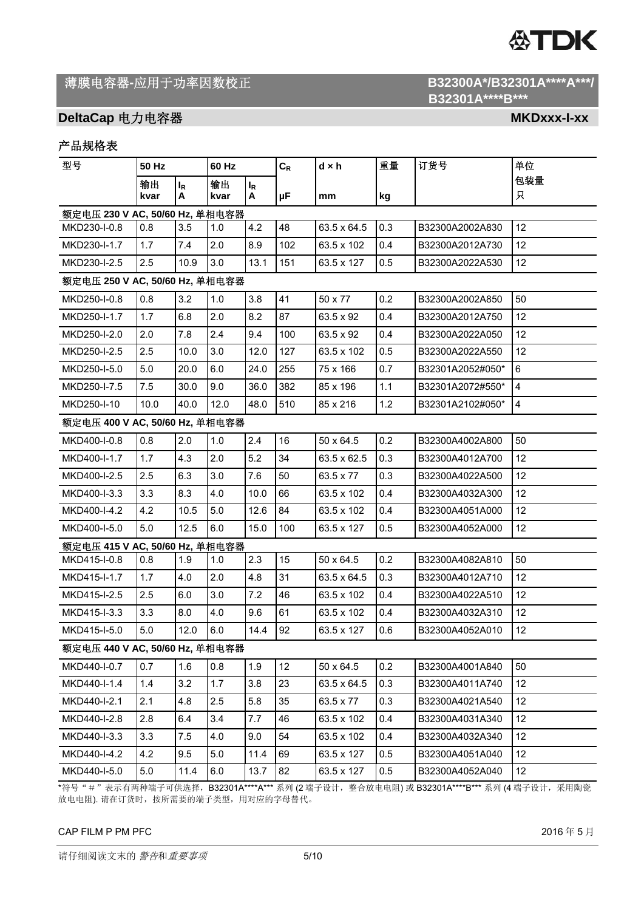# 薄膜电容器-应用于功率因数校正

**B32300A\*/B32301A\*\*\*\*A\*\*\*/ B32301A\*\*\*\*B\*\*\***

## DeltaCap 电力电容器

**MKDxxx-I-xx**

### 产品规格表

| 型号 | 50 Hz | | 60 Hz | | $C_R$ | d × h | 重量 | 订货号 | 单位 |
|---|---|---|---|---|---|---|---|---|---|
| | 输出 kvar | $I_R$ A | 输出 kvar | $I_R$ A | µF | mm | kg | | 包装量 只 |
| **额定电压 230 V AC, 50/60 Hz, 单相电容器** | | | | | | | | | |
| MKD230-I-0.8 | 0.8 | 3.5 | 1.0 | 4.2 | 48 | 63.5 x 64.5 | 0.3 | B32300A2002A830 | 12 |
| MKD230-I-1.7 | 1.7 | 7.4 | 2.0 | 8.9 | 102 | 63.5 x 102 | 0.4 | B32300A2012A730 | 12 |
| MKD230-I-2.5 | 2.5 | 10.9 | 3.0 | 13.1 | 151 | 63.5 x 127 | 0.5 | B32300A2022A530 | 12 |
| **额定电压 250 V AC, 50/60 Hz, 单相电容器** | | | | | | | | | |
| MKD250-I-0.8 | 0.8 | 3.2 | 1.0 | 3.8 | 41 | 50 x 77 | 0.2 | B32300A2002A850 | 50 |
| MKD250-I-1.7 | 1.7 | 6.8 | 2.0 | 8.2 | 87 | 63.5 x 92 | 0.4 | B32300A2012A750 | 12 |
| MKD250-I-2.0 | 2.0 | 7.8 | 2.4 | 9.4 | 100 | 63.5 x 92 | 0.4 | B32300A2022A050 | 12 |
| MKD250-I-2.5 | 2.5 | 10.0 | 3.0 | 12.0 | 127 | 63.5 x 102 | 0.5 | B32300A2022A550 | 12 |
| MKD250-I-5.0 | 5.0 | 20.0 | 6.0 | 24.0 | 255 | 75 x 166 | 0.7 | B32301A2052#050* | 6 |
| MKD250-I-7.5 | 7.5 | 30.0 | 9.0 | 36.0 | 382 | 85 x 196 | 1.1 | B32301A2072#550* | 4 |
| MKD250-I-10 | 10.0 | 40.0 | 12.0 | 48.0 | 510 | 85 x 216 | 1.2 | B32301A2102#050* | 4 |
| **额定电压 400 V AC, 50/60 Hz, 单相电容器** | | | | | | | | | |
| MKD400-I-0.8 | 0.8 | 2.0 | 1.0 | 2.4 | 16 | 50 x 64.5 | 0.2 | B32300A4002A800 | 50 |
| MKD400-I-1.7 | 1.7 | 4.3 | 2.0 | 5.2 | 34 | 63.5 x 62.5 | 0.3 | B32300A4012A700 | 12 |
| MKD400-I-2.5 | 2.5 | 6.3 | 3.0 | 7.6 | 50 | 63.5 x 77 | 0.3 | B32300A4022A500 | 12 |
| MKD400-I-3.3 | 3.3 | 8.3 | 4.0 | 10.0 | 66 | 63.5 x 102 | 0.4 | B32300A4032A300 | 12 |
| MKD400-I-4.2 | 4.2 | 10.5 | 5.0 | 12.6 | 84 | 63.5 x 102 | 0.4 | B32300A4051A000 | 12 |
| MKD400-I-5.0 | 5.0 | 12.5 | 6.0 | 15.0 | 100 | 63.5 x 127 | 0.5 | B32300A4052A000 | 12 |
| **额定电压 415 V AC, 50/60 Hz, 单相电容器** | | | | | | | | | |
| MKD415-I-0.8 | 0.8 | 1.9 | 1.0 | 2.3 | 15 | 50 x 64.5 | 0.2 | B32300A4082A810 | 50 |
| MKD415-I-1.7 | 1.7 | 4.0 | 2.0 | 4.8 | 31 | 63.5 x 64.5 | 0.3 | B32300A4012A710 | 12 |
| MKD415-I-2.5 | 2.5 | 6.0 | 3.0 | 7.2 | 46 | 63.5 x 102 | 0.4 | B32300A4022A510 | 12 |
| MKD415-I-3.3 | 3.3 | 8.0 | 4.0 | 9.6 | 61 | 63.5 x 102 | 0.4 | B32300A4032A310 | 12 |
| MKD415-I-5.0 | 5.0 | 12.0 | 6.0 | 14.4 | 92 | 63.5 x 127 | 0.6 | B32300A4052A010 | 12 |
| **额定电压 440 V AC, 50/60 Hz, 单相电容器** | | | | | | | | | |
| MKD440-I-0.7 | 0.7 | 1.6 | 0.8 | 1.9 | 12 | 50 x 64.5 | 0.2 | B32300A4001A840 | 50 |
| MKD440-I-1.4 | 1.4 | 3.2 | 1.7 | 3.8 | 23 | 63.5 x 64.5 | 0.3 | B32300A4011A740 | 12 |
| MKD440-I-2.1 | 2.1 | 4.8 | 2.5 | 5.8 | 35 | 63.5 x 77 | 0.3 | B32300A4021A540 | 12 |
| MKD440-I-2.8 | 2.8 | 6.4 | 3.4 | 7.7 | 46 | 63.5 x 102 | 0.4 | B32300A4031A340 | 12 |
| MKD440-I-3.3 | 3.3 | 7.5 | 4.0 | 9.0 | 54 | 63.5 x 102 | 0.4 | B32300A4032A340 | 12 |
| MKD440-I-4.2 | 4.2 | 9.5 | 5.0 | 11.4 | 69 | 63.5 x 127 | 0.5 | B32300A4051A040 | 12 |
| MKD440-I-5.0 | 5.0 | 11.4 | 6.0 | 13.7 | 82 | 63.5 x 127 | 0.5 | B32300A4052A040 | 12 |

*符号“＃”表示有两种端子可供选择，B32301A****A*** 系列 (2 端子设计，整合放电电阻) 或 B32301A****B*** 系列 (4 端子设计，采用陶瓷放电电阻). 请在订货时，按所需要的端子类型，用对应的字母替代。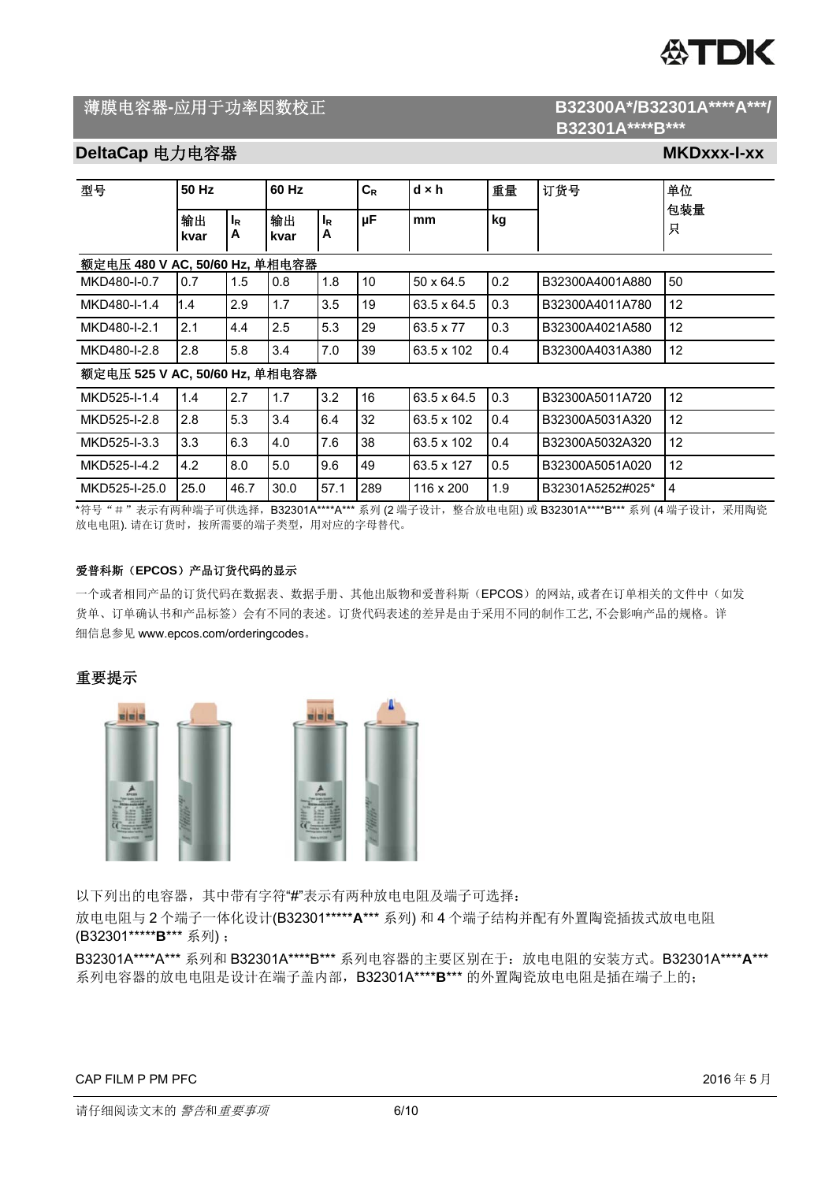# 薄膜电容器-应用于功率因数校正

**B32300A*/B32301A****A***/ B32301A****B*****

## DeltaCap 电力电容器 MKDxxx-I-xx

| 型号 | 50 Hz | | 60 Hz | | $C_R$ | d × h | 重量 | 订货号 | 单位包装量 |
|---|---|---|---|---|---|---|---|---|---|
| | 输出 kvar | $I_R$ A | 输出 kvar | $I_R$ A | μF | mm | kg | | 只 |
| **额定电压 480 V AC, 50/60 Hz, 单相电容器** | | | | | | | | | |
| MKD480-I-0.7 | 0.7 | 1.5 | 0.8 | 1.8 | 10 | 50 x 64.5 | 0.2 | B32300A4001A880 | 50 |
| MKD480-I-1.4 | 1.4 | 2.9 | 1.7 | 3.5 | 19 | 63.5 x 64.5 | 0.3 | B32300A4011A780 | 12 |
| MKD480-I-2.1 | 2.1 | 4.4 | 2.5 | 5.3 | 29 | 63.5 x 77 | 0.3 | B32300A4021A580 | 12 |
| MKD480-I-2.8 | 2.8 | 5.8 | 3.4 | 7.0 | 39 | 63.5 x 102 | 0.4 | B32300A4031A380 | 12 |
| **额定电压 525 V AC, 50/60 Hz, 单相电容器** | | | | | | | | | |
| MKD525-I-1.4 | 1.4 | 2.7 | 1.7 | 3.2 | 16 | 63.5 x 64.5 | 0.3 | B32300A5011A720 | 12 |
| MKD525-I-2.8 | 2.8 | 5.3 | 3.4 | 6.4 | 32 | 63.5 x 102 | 0.4 | B32300A5031A320 | 12 |
| MKD525-I-3.3 | 3.3 | 6.3 | 4.0 | 7.6 | 38 | 63.5 x 102 | 0.4 | B32300A5032A320 | 12 |
| MKD525-I-4.2 | 4.2 | 8.0 | 5.0 | 9.6 | 49 | 63.5 x 127 | 0.5 | B32300A5051A020 | 12 |
| MKD525-I-25.0 | 25.0 | 46.7 | 30.0 | 57.1 | 289 | 116 x 200 | 1.9 | B32301A5252#025* | 4 |

*符号“＃”表示有两种端子可供选择，B32301A****A*** 系列 (2 端子设计，整合放电电阻) 或 B32301A****B*** 系列 (4 端子设计，采用陶瓷放电电阻). 请在订货时，按所需要的端子类型，用对应的字母替代。

### 爱普科斯（EPCOS）产品订货代码的显示

一个或者相同产品的订货代码在数据表、数据手册、其他出版物和爱普科斯（EPCOS）的网站, 或者在订单相关的文件中（如发货单、订单确认书和产品标签）会有不同的表述。订货代码表述的差异是由于采用不同的制作工艺, 不会影响产品的规格。详细信息参见 www.epcos.com/orderingcodes。

### 重要提示

以下列出的电容器，其中带有字符“#”表示有两种放电电阻及端子可选择：

放电电阻与 2 个端子一体化设计(B32301*****A*** 系列) 和 4 个端子结构并配有外置陶瓷插拔式放电电阻 (B32301*****B*** 系列)；

B32301A****A*** 系列和 B32301A****B*** 系列电容器的主要区别在于：放电电阻的安装方式。B32301A****A*** 系列电容器的放电电阻是设计在端子盖内部，B32301A****B*** 的外置陶瓷放电电阻是插在端子上的；

CAP FILM P PM PFC 2016 年 5 月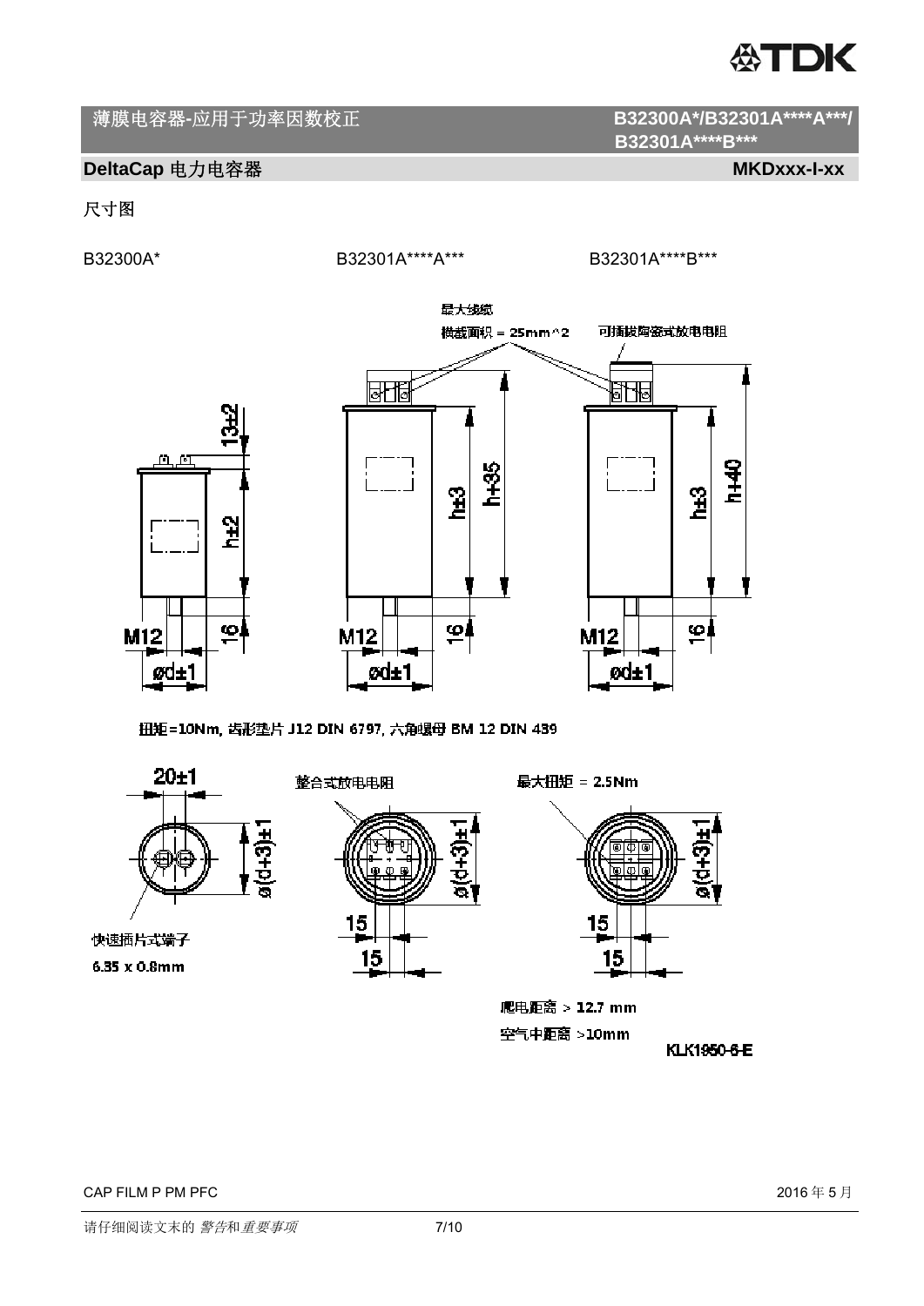## 薄膜电容器-应用于功率因数校正 B32300A*/B32301A****A***/B32301A****B***

**DeltaCap 电力电容器** **MKDxxx-I-xx**

尺寸图

B32300A*　　B32301A****A***　　B32301A****B***

最大线缆
横截面积 = 25mm^2

可插拔陶瓷式放电电阻

13±2

h±2

h±3

h+35

h±3

h+40

M12　16　ød±1

M12　16　ød±1

M12　16　ød±1

扭矩=10Nm, 齿形垫片 J12 DIN 6797, 六角螺母 BM 12 DIN 439

20±1

ø(d+3)±1

快速插片式端子
6.35 x 0.8mm

整合式放电电阻

ø(d+3)±1

15
15

最大扭矩 = 2.5Nm

ø(d+3)±1

15
15

爬电距离 > 12.7 mm
空气中距离 >10mm

KLK1950-6-E

CAP FILM P PM PFC　　2016 年 5 月

请仔细阅读文末的 *警告*和*重要事项*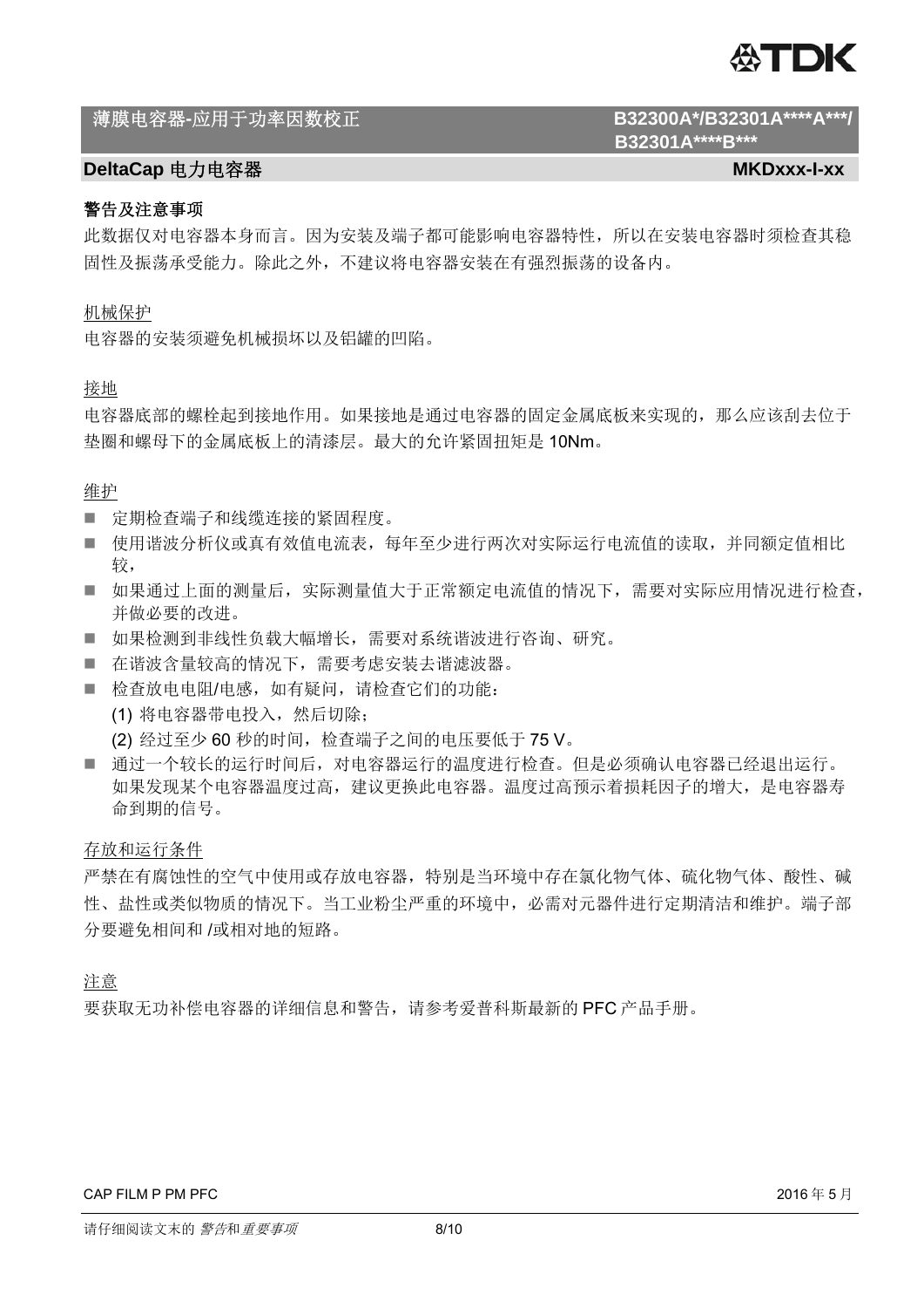## 警告及注意事项

此数据仅对电容器本身而言。因为安装及端子都可能影响电容器特性，所以在安装电容器时须检查其稳固性及振荡承受能力。除此之外，不建议将电容器安装在有强烈振荡的设备内。

### 机械保护

电容器的安装须避免机械损坏以及铝罐的凹陷。

### 接地

电容器底部的螺栓起到接地作用。如果接地是通过电容器的固定金属底板来实现的，那么应该刮去位于垫圈和螺母下的金属底板上的清漆层。最大的允许紧固扭矩是 10Nm。

### 维护

- 定期检查端子和线缆连接的紧固程度。
- 使用谐波分析仪或真有效值电流表，每年至少进行两次对实际运行电流值的读取，并同额定值相比较，
- 如果通过上面的测量后，实际测量值大于正常额定电流值的情况下，需要对实际应用情况进行检查，并做必要的改进。
- 如果检测到非线性负载大幅增长，需要对系统谐波进行咨询、研究。
- 在谐波含量较高的情况下，需要考虑安装去谐滤波器。
- 检查放电电阻/电感，如有疑问，请检查它们的功能：
  (1) 将电容器带电投入，然后切除；
  (2) 经过至少 60 秒的时间，检查端子之间的电压要低于 75 V。
- 通过一个较长的运行时间后，对电容器运行的温度进行检查。但是必须确认电容器已经退出运行。如果发现某个电容器温度过高，建议更换此电容器。温度过高预示着损耗因子的增大，是电容器寿命到期的信号。

### 存放和运行条件

严禁在有腐蚀性的空气中使用或存放电容器，特别是当环境中存在氯化物气体、硫化物气体、酸性、碱性、盐性或类似物质的情况下。当工业粉尘严重的环境中，必需对元器件进行定期清洁和维护。端子部分要避免相间和 /或相对地的短路。

### 注意

要获取无功补偿电容器的详细信息和警告，请参考爱普科斯最新的 PFC 产品手册。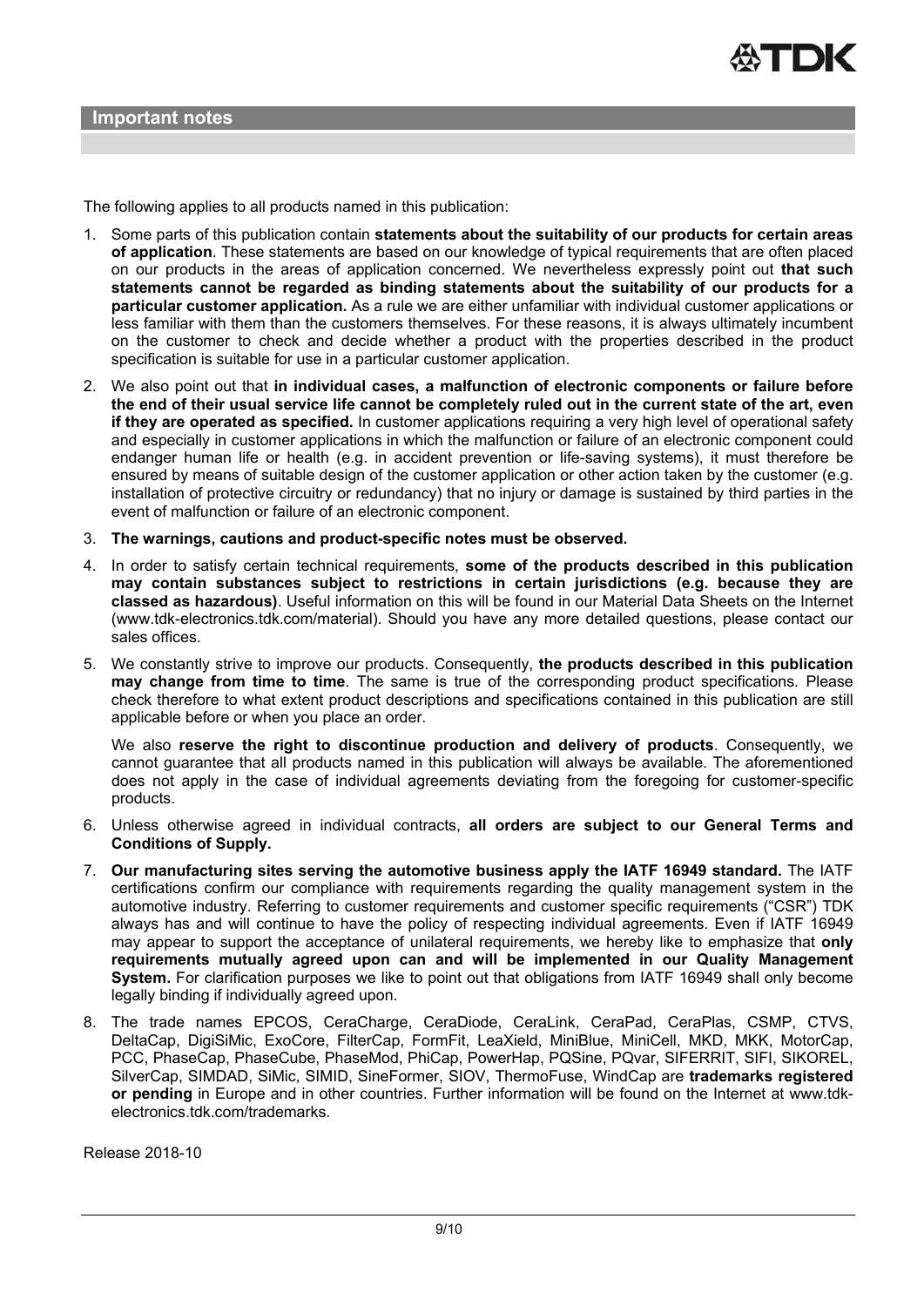## Important notes

The following applies to all products named in this publication:

1. Some parts of this publication contain **statements about the suitability of our products for certain areas of application**. These statements are based on our knowledge of typical requirements that are often placed on our products in the areas of application concerned. We nevertheless expressly point out **that such statements cannot be regarded as binding statements about the suitability of our products for a particular customer application.** As a rule we are either unfamiliar with individual customer applications or less familiar with them than the customers themselves. For these reasons, it is always ultimately incumbent on the customer to check and decide whether a product with the properties described in the product specification is suitable for use in a particular customer application.
2. We also point out that **in individual cases, a malfunction of electronic components or failure before the end of their usual service life cannot be completely ruled out in the current state of the art, even if they are operated as specified.** In customer applications requiring a very high level of operational safety and especially in customer applications in which the malfunction or failure of an electronic component could endanger human life or health (e.g. in accident prevention or life-saving systems), it must therefore be ensured by means of suitable design of the customer application or other action taken by the customer (e.g. installation of protective circuitry or redundancy) that no injury or damage is sustained by third parties in the event of malfunction or failure of an electronic component.
3. **The warnings, cautions and product-specific notes must be observed.**
4. In order to satisfy certain technical requirements, **some of the products described in this publication may contain substances subject to restrictions in certain jurisdictions (e.g. because they are classed as hazardous)**. Useful information on this will be found in our Material Data Sheets on the Internet (www.tdk-electronics.tdk.com/material). Should you have any more detailed questions, please contact our sales offices.
5. We constantly strive to improve our products. Consequently, **the products described in this publication may change from time to time**. The same is true of the corresponding product specifications. Please check therefore to what extent product descriptions and specifications contained in this publication are still applicable before or when you place an order.

   We also **reserve the right to discontinue production and delivery of products**. Consequently, we cannot guarantee that all products named in this publication will always be available. The aforementioned does not apply in the case of individual agreements deviating from the foregoing for customer-specific products.
6. Unless otherwise agreed in individual contracts, **all orders are subject to our General Terms and Conditions of Supply.**
7. **Our manufacturing sites serving the automotive business apply the IATF 16949 standard.** The IATF certifications confirm our compliance with requirements regarding the quality management system in the automotive industry. Referring to customer requirements and customer specific requirements ("CSR") TDK always has and will continue to have the policy of respecting individual agreements. Even if IATF 16949 may appear to support the acceptance of unilateral requirements, we hereby like to emphasize that **only requirements mutually agreed upon can and will be implemented in our Quality Management System.** For clarification purposes we like to point out that obligations from IATF 16949 shall only become legally binding if individually agreed upon.
8. The trade names EPCOS, CeraCharge, CeraDiode, CeraLink, CeraPad, CeraPlas, CSMP, CTVS, DeltaCap, DigiSiMic, ExoCore, FilterCap, FormFit, LeaXield, MiniBlue, MiniCell, MKD, MKK, MotorCap, PCC, PhaseCap, PhaseCube, PhaseMod, PhiCap, PowerHap, PQSine, PQvar, SIFERRIT, SIFI, SIKOREL, SilverCap, SIMDAD, SiMic, SIMID, SineFormer, SIOV, ThermoFuse, WindCap are **trademarks registered or pending** in Europe and in other countries. Further information will be found on the Internet at www.tdk-electronics.tdk.com/trademarks.

Release 2018-10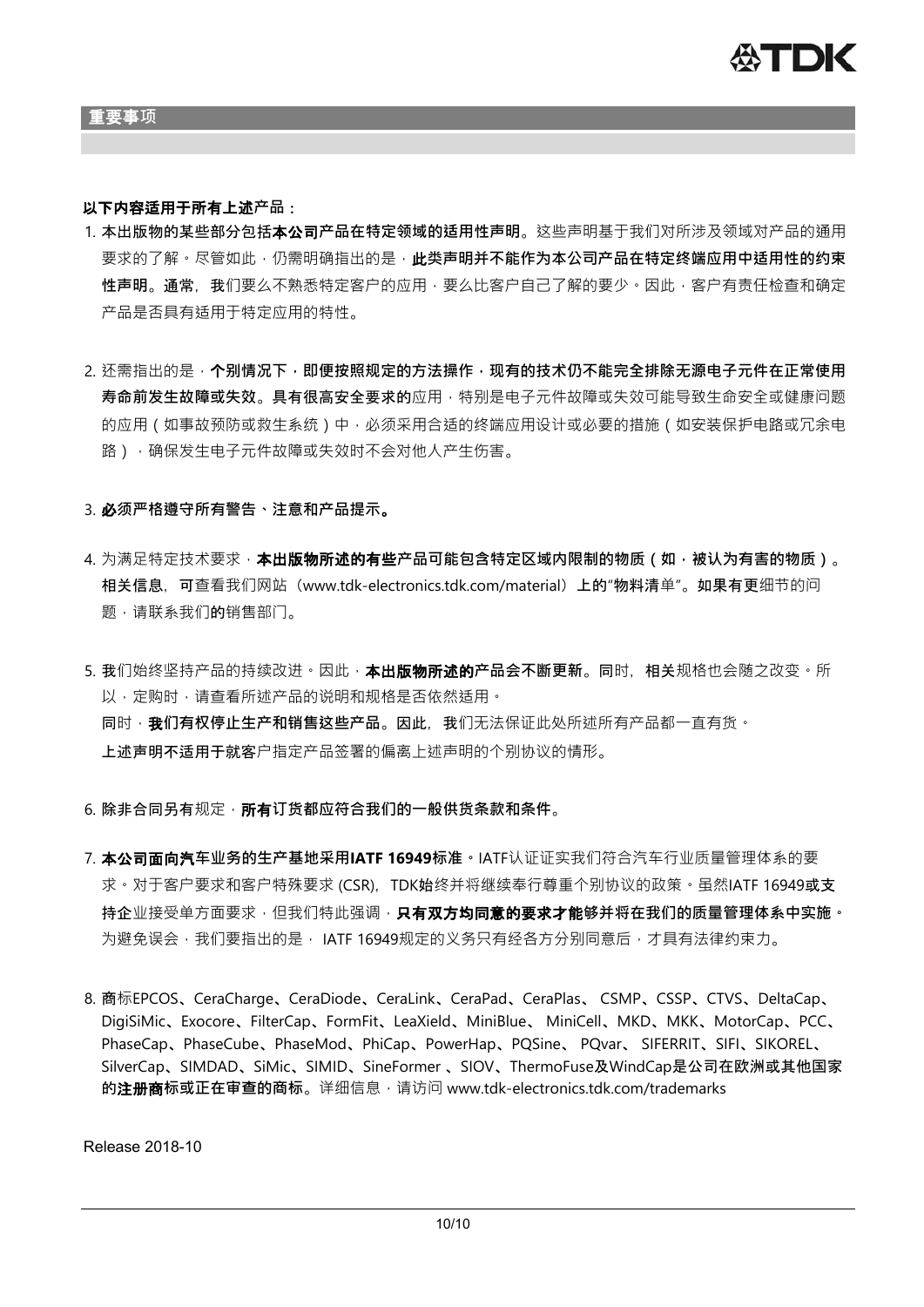## 重要事项

**以下内容适用于所有上述产品：**

1. 本出版物的某些部分包括**本公司产品在特定领域的适用性声明**。这些声明基于我们对所涉及领域对产品的通用要求的了解。尽管如此，仍需明确指出的是，**此类声明并不能作为本公司产品在特定终端应用中适用性的约束性声明。**通常，我们要么不熟悉特定客户的应用，要么比客户自己了解的要少。因此，客户有责任检查和确定产品是否具有适用于特定应用的特性。

2. 还需指出的是，**个别情况下，即便按照规定的方法操作，现有的技术仍不能完全排除无源电子元件在正常使用寿命前发生故障或失效。具有很高安全要求的**应用，特别是电子元件故障或失效可能导致生命安全或健康问题的应用（如事故预防或救生系统）中，必须采用合适的终端应用设计或必要的措施（如安装保护电路或冗余电路），确保发生电子元件故障或失效时不会对他人产生伤害。

3. **必须严格遵守所有警告、注意和产品提示。**

4. 为满足特定技术要求，**本出版物所述的有些产品可能包含特定区域内限制的物质（如，被认为有害的物质）。相关信息，可**查看我们网站（www.tdk-electronics.tdk.com/material）**上的**"物料清单"。**如果有更**细节的问题，请联系我们**的**销售部门。

5. 我们始终坚持产品的持续改进。因此，**本出版物所述的产品会不断更新。**同时，**相关**规格也会随之改变。所以，定购时，请查看所述产品的说明和规格是否依然适用。
   同时，**我们有权停止生产和销售这些产品。因此，我**们无法保证此处所述所有产品都一直有货。
   **上述声明不适用于就客**户指定产品签署的偏离上述声明的个别协议的情形。

6. 除非合同另有规定，**所有订货都应符合我们的一般供货条款和条件。**

7. **本公司面向汽**车业务的生产基地采用**IATF 16949标准**。IATF认证证实我们符合汽车行业质量管理体系的要求。对于客户要求和客户特殊要求 (CSR)，TDK**始**终并将继续奉行尊重个别协议的政策。虽然IATF 16949**或支持企**业接受单方面要求，但我们特此强调，**只有双方均同意的要求才能**够并将**在我们的质量管理体系中实施。**为避免误会，我们要指出的是， IATF 16949规定的义务只有经各方分别同意后，才具有法律约束力。

8. **商**标EPCOS、CeraCharge、CeraDiode、CeraLink、CeraPad、CeraPlas、 CSMP、CSSP、CTVS、DeltaCap、DigiSiMic、Exocore、FilterCap、FormFit、LeaXield、MiniBlue、 MiniCell、MKD、MKK、MotorCap、PCC、PhaseCap、PhaseCube、PhaseMod、PhiCap、PowerHap、PQSine、 PQvar、 SIFERRIT、SIFI、SIKOREL、SilverCap、SIMDAD、SiMic、SIMID、SineFormer 、SIOV、ThermoFuse**及**WindCap**是公司在欧洲或其他国家的注册商标或正在审查的商标。**详细信息，请访问 www.tdk-electronics.tdk.com/trademarks

Release 2018-10